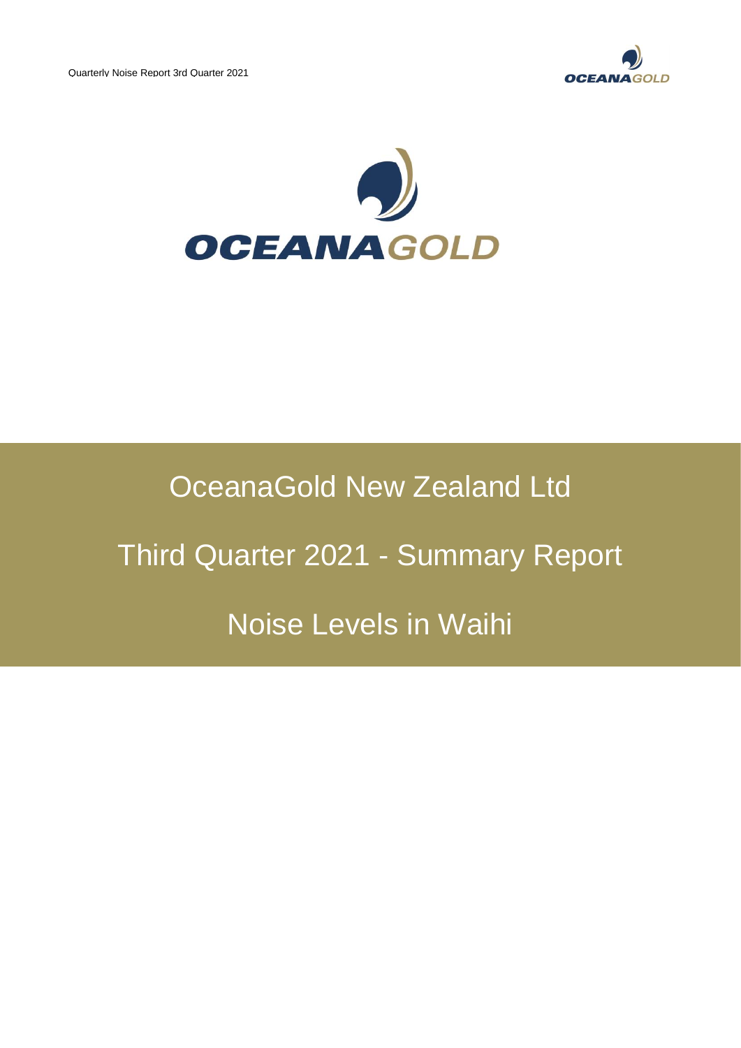# OceanaGold New Zealand Ltd

# Third Quarter 2021 - Summary Report

# Noise Levels in Waihi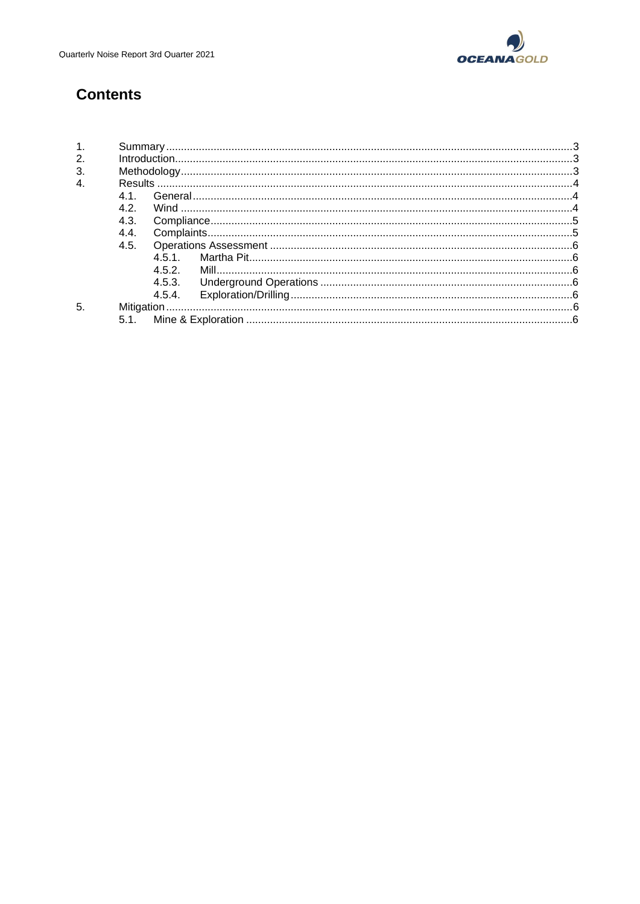# Contents

1. Summary .......................................................................................................................................3
2. Introduction....................................................................................................................................3
3. Methodology...................................................................................................................................3
4. Results ...........................................................................................................................................4
   - 4.1. General...............................................................................................................................4
   - 4.2. Wind ...................................................................................................................................4
   - 4.3. Compliance.........................................................................................................................5
   - 4.4. Complaints..........................................................................................................................5
   - 4.5. Operations Assessment .....................................................................................................6
     - 4.5.1. Martha Pit.............................................................................................................6
     - 4.5.2. Mill........................................................................................................................6
     - 4.5.3. Underground Operations .....................................................................................6
     - 4.5.4. Exploration/Drilling...............................................................................................6
5. Mitigation........................................................................................................................................6
   - 5.1. Mine & Exploration .............................................................................................................6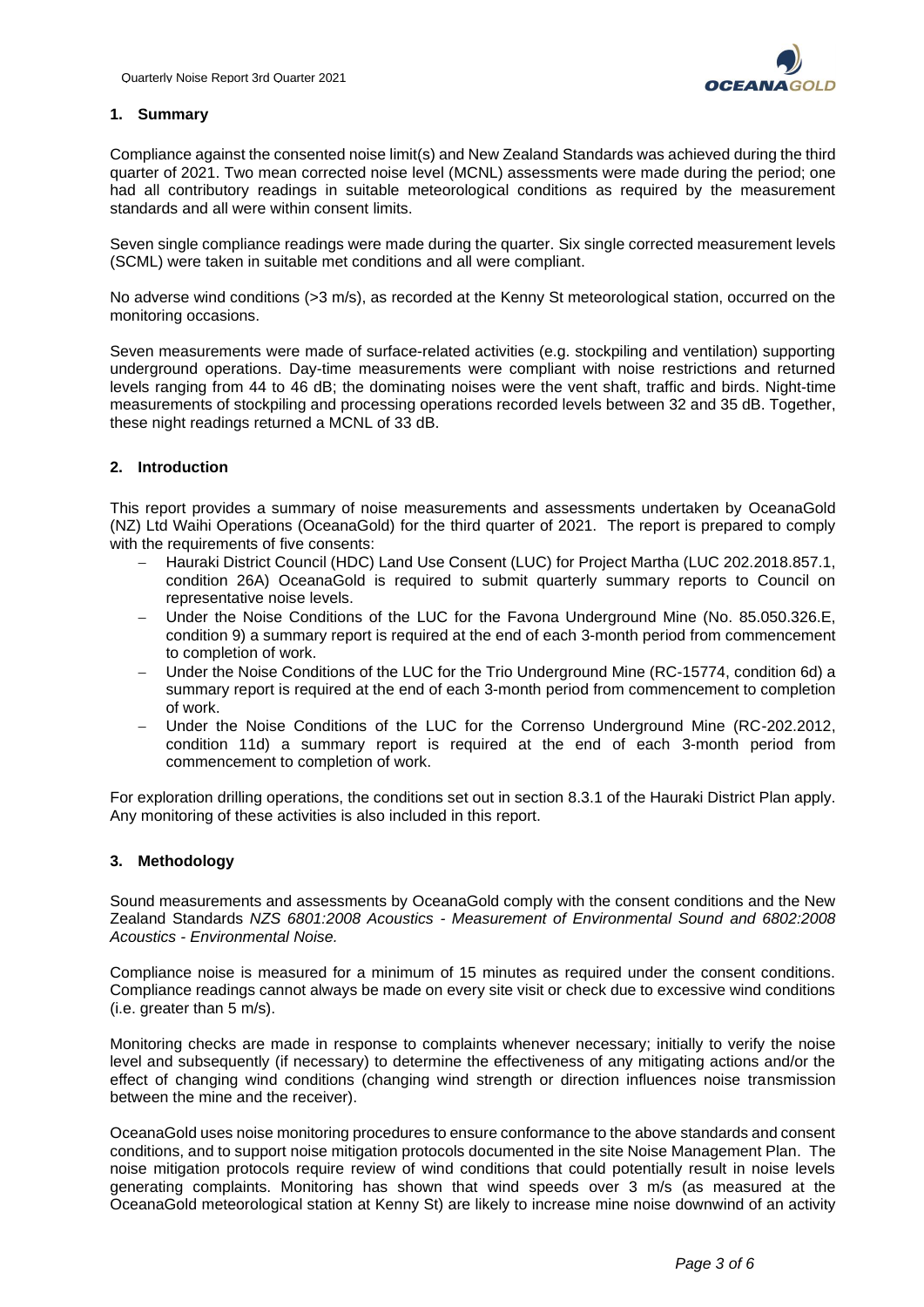## 1. Summary

Compliance against the consented noise limit(s) and New Zealand Standards was achieved during the third quarter of 2021. Two mean corrected noise level (MCNL) assessments were made during the period; one had all contributory readings in suitable meteorological conditions as required by the measurement standards and all were within consent limits.

Seven single compliance readings were made during the quarter. Six single corrected measurement levels (SCML) were taken in suitable met conditions and all were compliant.

No adverse wind conditions (>3 m/s), as recorded at the Kenny St meteorological station, occurred on the monitoring occasions.

Seven measurements were made of surface-related activities (e.g. stockpiling and ventilation) supporting underground operations. Day-time measurements were compliant with noise restrictions and returned levels ranging from 44 to 46 dB; the dominating noises were the vent shaft, traffic and birds. Night-time measurements of stockpiling and processing operations recorded levels between 32 and 35 dB. Together, these night readings returned a MCNL of 33 dB.

## 2. Introduction

This report provides a summary of noise measurements and assessments undertaken by OceanaGold (NZ) Ltd Waihi Operations (OceanaGold) for the third quarter of 2021. The report is prepared to comply with the requirements of five consents:

- Hauraki District Council (HDC) Land Use Consent (LUC) for Project Martha (LUC 202.2018.857.1, condition 26A) OceanaGold is required to submit quarterly summary reports to Council on representative noise levels.
- Under the Noise Conditions of the LUC for the Favona Underground Mine (No. 85.050.326.E, condition 9) a summary report is required at the end of each 3-month period from commencement to completion of work.
- Under the Noise Conditions of the LUC for the Trio Underground Mine (RC-15774, condition 6d) a summary report is required at the end of each 3-month period from commencement to completion of work.
- Under the Noise Conditions of the LUC for the Correnso Underground Mine (RC-202.2012, condition 11d) a summary report is required at the end of each 3-month period from commencement to completion of work.

For exploration drilling operations, the conditions set out in section 8.3.1 of the Hauraki District Plan apply. Any monitoring of these activities is also included in this report.

## 3. Methodology

Sound measurements and assessments by OceanaGold comply with the consent conditions and the New Zealand Standards *NZS 6801:2008 Acoustics - Measurement of Environmental Sound and 6802:2008 Acoustics - Environmental Noise.*

Compliance noise is measured for a minimum of 15 minutes as required under the consent conditions. Compliance readings cannot always be made on every site visit or check due to excessive wind conditions (i.e. greater than 5 m/s).

Monitoring checks are made in response to complaints whenever necessary; initially to verify the noise level and subsequently (if necessary) to determine the effectiveness of any mitigating actions and/or the effect of changing wind conditions (changing wind strength or direction influences noise transmission between the mine and the receiver).

OceanaGold uses noise monitoring procedures to ensure conformance to the above standards and consent conditions, and to support noise mitigation protocols documented in the site Noise Management Plan. The noise mitigation protocols require review of wind conditions that could potentially result in noise levels generating complaints. Monitoring has shown that wind speeds over 3 m/s (as measured at the OceanaGold meteorological station at Kenny St) are likely to increase mine noise downwind of an activity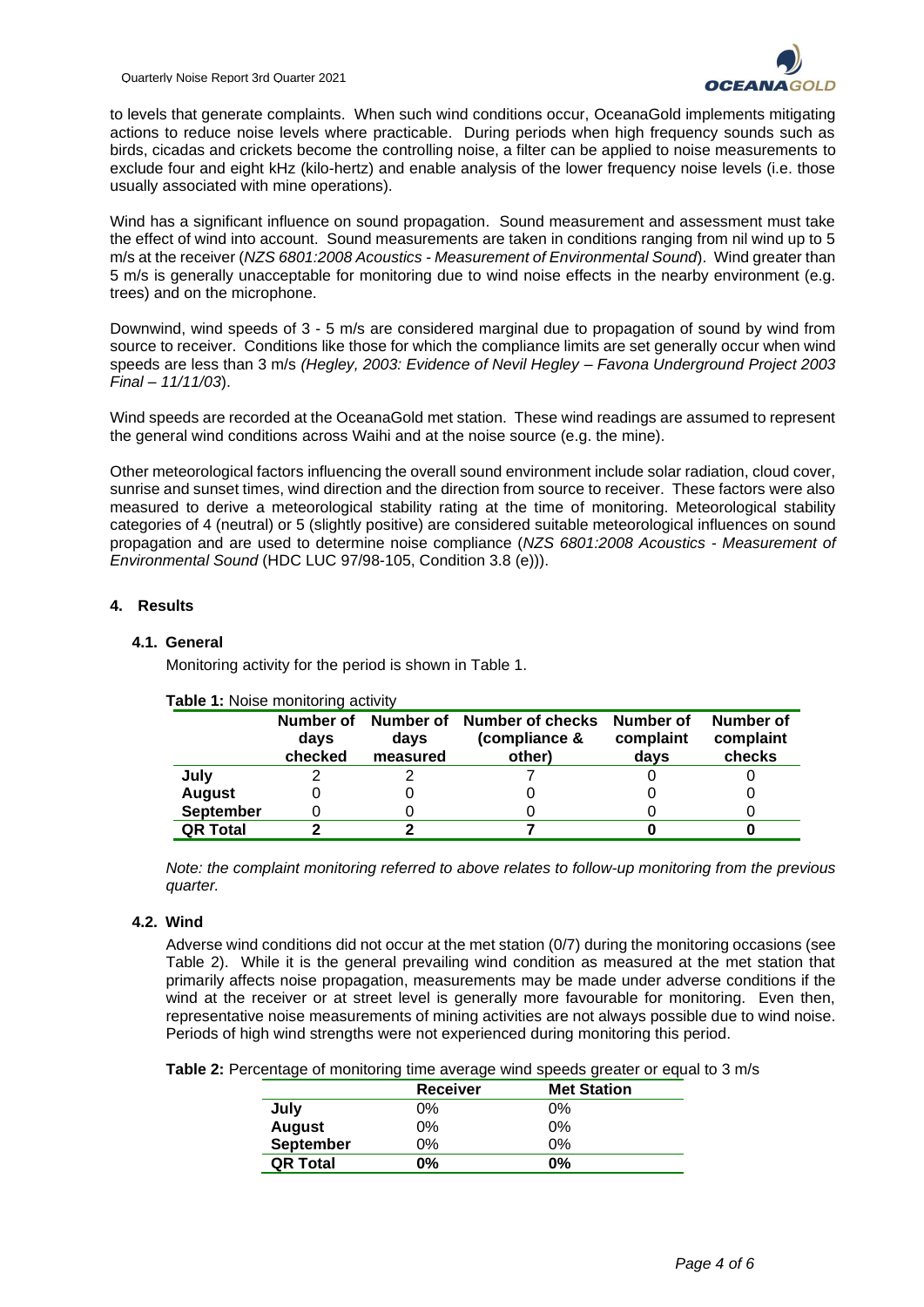to levels that generate complaints. When such wind conditions occur, OceanaGold implements mitigating actions to reduce noise levels where practicable. During periods when high frequency sounds such as birds, cicadas and crickets become the controlling noise, a filter can be applied to noise measurements to exclude four and eight kHz (kilo-hertz) and enable analysis of the lower frequency noise levels (i.e. those usually associated with mine operations).

Wind has a significant influence on sound propagation. Sound measurement and assessment must take the effect of wind into account. Sound measurements are taken in conditions ranging from nil wind up to 5 m/s at the receiver (*NZS 6801:2008 Acoustics - Measurement of Environmental Sound*). Wind greater than 5 m/s is generally unacceptable for monitoring due to wind noise effects in the nearby environment (e.g. trees) and on the microphone.

Downwind, wind speeds of 3 - 5 m/s are considered marginal due to propagation of sound by wind from source to receiver. Conditions like those for which the compliance limits are set generally occur when wind speeds are less than 3 m/s *(Hegley, 2003: Evidence of Nevil Hegley – Favona Underground Project 2003 Final – 11/11/03*).

Wind speeds are recorded at the OceanaGold met station. These wind readings are assumed to represent the general wind conditions across Waihi and at the noise source (e.g. the mine).

Other meteorological factors influencing the overall sound environment include solar radiation, cloud cover, sunrise and sunset times, wind direction and the direction from source to receiver. These factors were also measured to derive a meteorological stability rating at the time of monitoring. Meteorological stability categories of 4 (neutral) or 5 (slightly positive) are considered suitable meteorological influences on sound propagation and are used to determine noise compliance (*NZS 6801:2008 Acoustics - Measurement of Environmental Sound* (HDC LUC 97/98-105, Condition 3.8 (e))).

## 4. Results

### 4.1. General

Monitoring activity for the period is shown in Table 1.

**Table 1:** Noise monitoring activity

| | Number of days checked | Number of days measured | Number of checks (compliance & other) | Number of complaint days | Number of complaint checks |
|---|---|---|---|---|---|
| **July** | 2 | 2 | 7 | 0 | 0 |
| **August** | 0 | 0 | 0 | 0 | 0 |
| **September** | 0 | 0 | 0 | 0 | 0 |
| **QR Total** | **2** | **2** | **7** | **0** | **0** |

*Note: the complaint monitoring referred to above relates to follow-up monitoring from the previous quarter.*

### 4.2. Wind

Adverse wind conditions did not occur at the met station (0/7) during the monitoring occasions (see Table 2). While it is the general prevailing wind condition as measured at the met station that primarily affects noise propagation, measurements may be made under adverse conditions if the wind at the receiver or at street level is generally more favourable for monitoring. Even then, representative noise measurements of mining activities are not always possible due to wind noise. Periods of high wind strengths were not experienced during monitoring this period.

**Table 2:** Percentage of monitoring time average wind speeds greater or equal to 3 m/s

| | Receiver | Met Station |
|---|---|---|
| **July** | 0% | 0% |
| **August** | 0% | 0% |
| **September** | 0% | 0% |
| **QR Total** | **0%** | **0%** |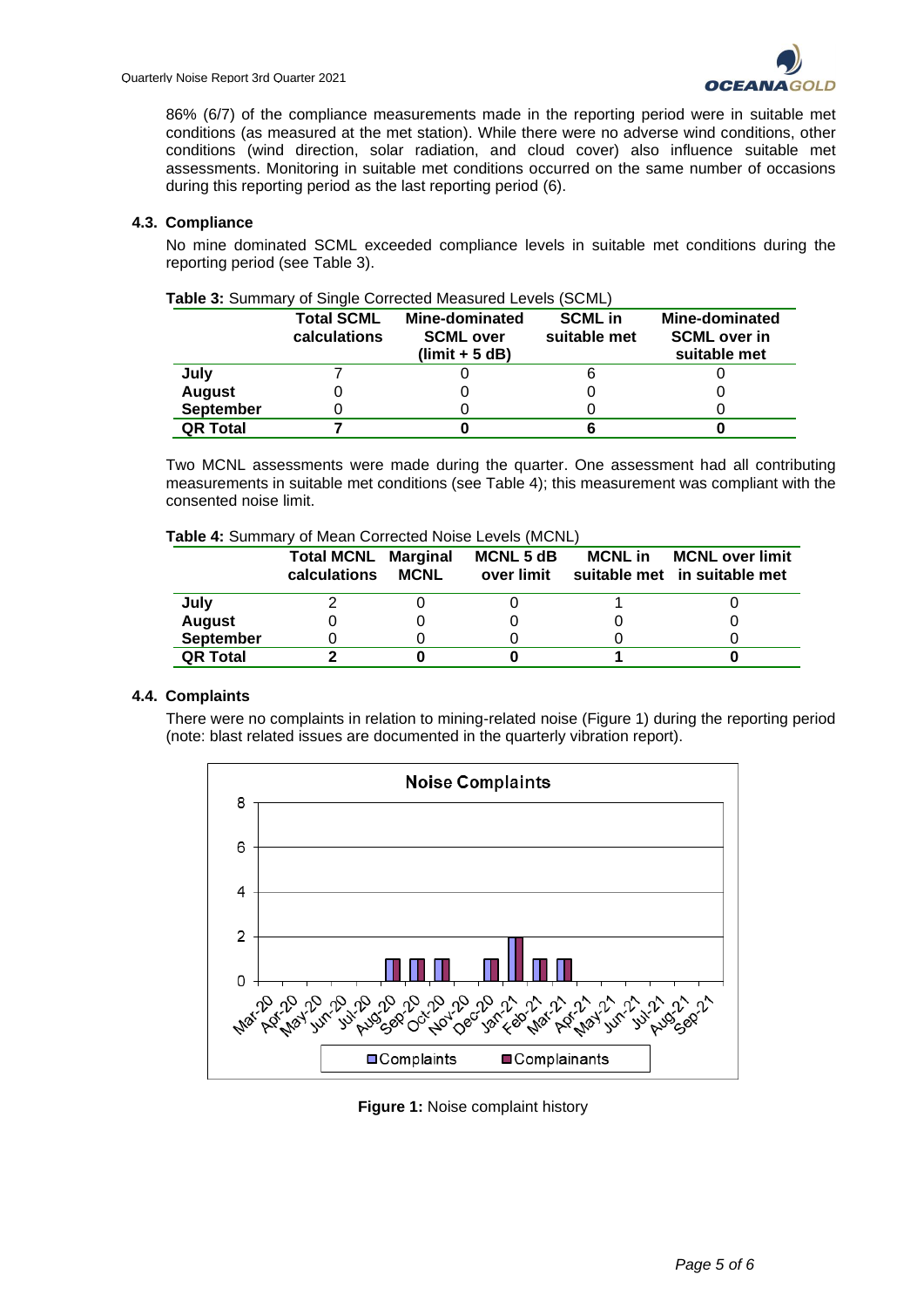86% (6/7) of the compliance measurements made in the reporting period were in suitable met conditions (as measured at the met station). While there were no adverse wind conditions, other conditions (wind direction, solar radiation, and cloud cover) also influence suitable met assessments. Monitoring in suitable met conditions occurred on the same number of occasions during this reporting period as the last reporting period (6).

### 4.3. Compliance

No mine dominated SCML exceeded compliance levels in suitable met conditions during the reporting period (see Table 3).

**Table 3:** Summary of Single Corrected Measured Levels (SCML)

| | Total SCML calculations | Mine-dominated SCML over (limit + 5 dB) | SCML in suitable met | Mine-dominated SCML over in suitable met |
|---|---|---|---|---|
| **July** | 7 | 0 | 6 | 0 |
| **August** | 0 | 0 | 0 | 0 |
| **September** | 0 | 0 | 0 | 0 |
| **QR Total** | **7** | **0** | **6** | **0** |

Two MCNL assessments were made during the quarter. One assessment had all contributing measurements in suitable met conditions (see Table 4); this measurement was compliant with the consented noise limit.

**Table 4:** Summary of Mean Corrected Noise Levels (MCNL)

| | Total MCNL calculations | Marginal MCNL | MCNL 5 dB over limit | MCNL in suitable met | MCNL over limit in suitable met |
|---|---|---|---|---|---|
| **July** | 2 | 0 | 0 | 1 | 0 |
| **August** | 0 | 0 | 0 | 0 | 0 |
| **September** | 0 | 0 | 0 | 0 | 0 |
| **QR Total** | **2** | **0** | **0** | **1** | **0** |

### 4.4. Complaints

There were no complaints in relation to mining-related noise (Figure 1) during the reporting period (note: blast related issues are documented in the quarterly vibration report).

**Figure 1:** Noise complaint history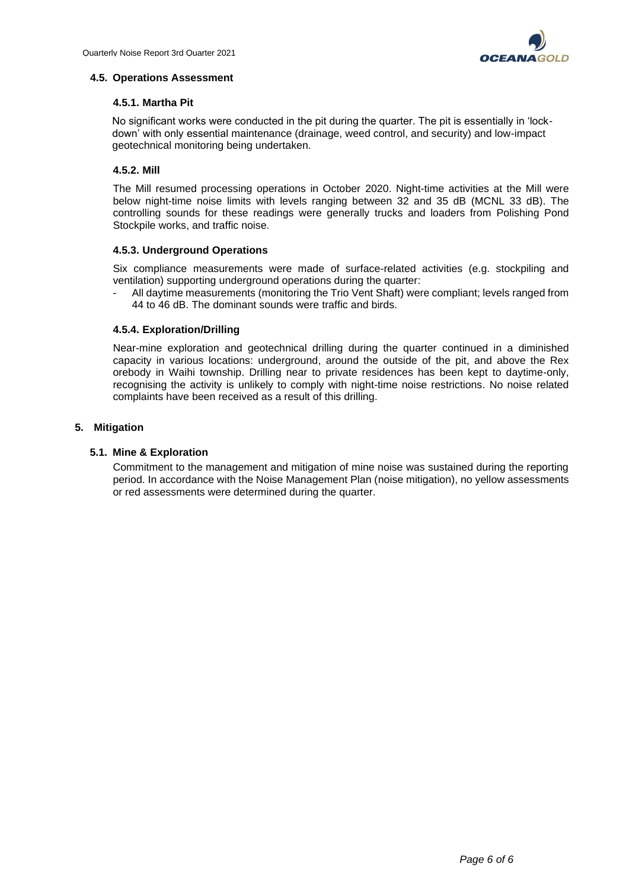### 4.5. Operations Assessment

#### 4.5.1. Martha Pit

No significant works were conducted in the pit during the quarter. The pit is essentially in 'lock-down' with only essential maintenance (drainage, weed control, and security) and low-impact geotechnical monitoring being undertaken.

#### 4.5.2. Mill

The Mill resumed processing operations in October 2020. Night-time activities at the Mill were below night-time noise limits with levels ranging between 32 and 35 dB (MCNL 33 dB). The controlling sounds for these readings were generally trucks and loaders from Polishing Pond Stockpile works, and traffic noise.

#### 4.5.3. Underground Operations

Six compliance measurements were made of surface-related activities (e.g. stockpiling and ventilation) supporting underground operations during the quarter:

- All daytime measurements (monitoring the Trio Vent Shaft) were compliant; levels ranged from 44 to 46 dB. The dominant sounds were traffic and birds.

#### 4.5.4. Exploration/Drilling

Near-mine exploration and geotechnical drilling during the quarter continued in a diminished capacity in various locations: underground, around the outside of the pit, and above the Rex orebody in Waihi township. Drilling near to private residences has been kept to daytime-only, recognising the activity is unlikely to comply with night-time noise restrictions. No noise related complaints have been received as a result of this drilling.

## 5. Mitigation

### 5.1. Mine & Exploration

Commitment to the management and mitigation of mine noise was sustained during the reporting period. In accordance with the Noise Management Plan (noise mitigation), no yellow assessments or red assessments were determined during the quarter.